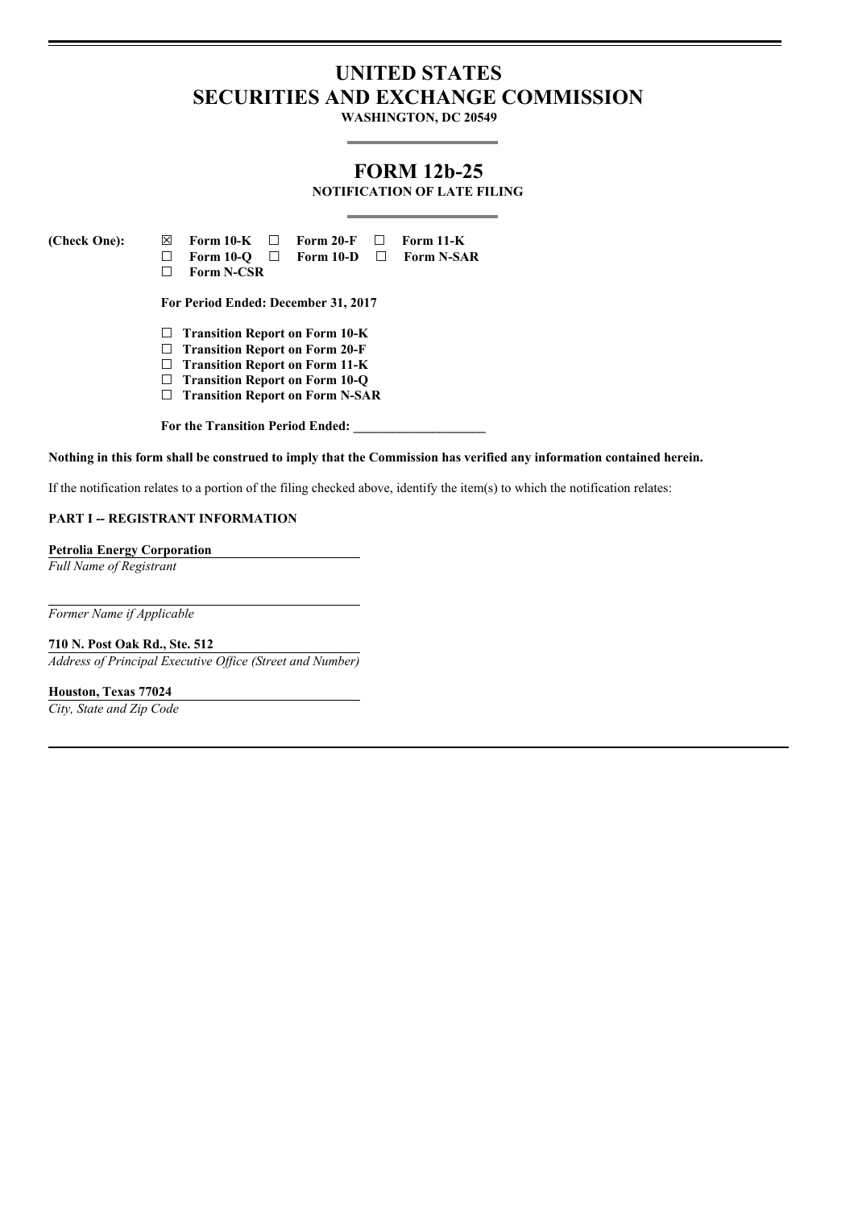# UNITED STATES
# SECURITIES AND EXCHANGE COMMISSION

**WASHINGTON, DC 20549**

## FORM 12b-25

**NOTIFICATION OF LATE FILING**

**(Check One):** ☒ **Form 10-K** ☐ **Form 20-F** ☐ **Form 11-K**
☐ **Form 10-Q** ☐ **Form 10-D** ☐ **Form N-SAR**
☐ **Form N-CSR**

**For Period Ended: December 31, 2017**

☐ **Transition Report on Form 10-K**
☐ **Transition Report on Form 20-F**
☐ **Transition Report on Form 11-K**
☐ **Transition Report on Form 10-Q**
☐ **Transition Report on Form N-SAR**

**For the Transition Period Ended: \_\_\_\_\_\_\_\_\_\_\_\_\_\_\_\_\_\_\_\_**

**Nothing in this form shall be construed to imply that the Commission has verified any information contained herein.**

If the notification relates to a portion of the filing checked above, identify the item(s) to which the notification relates:

**PART I -- REGISTRANT INFORMATION**

**Petrolia Energy Corporation**
*Full Name of Registrant*

*Former Name if Applicable*

**710 N. Post Oak Rd., Ste. 512**
*Address of Principal Executive Office (Street and Number)*

**Houston, Texas 77024**
*City, State and Zip Code*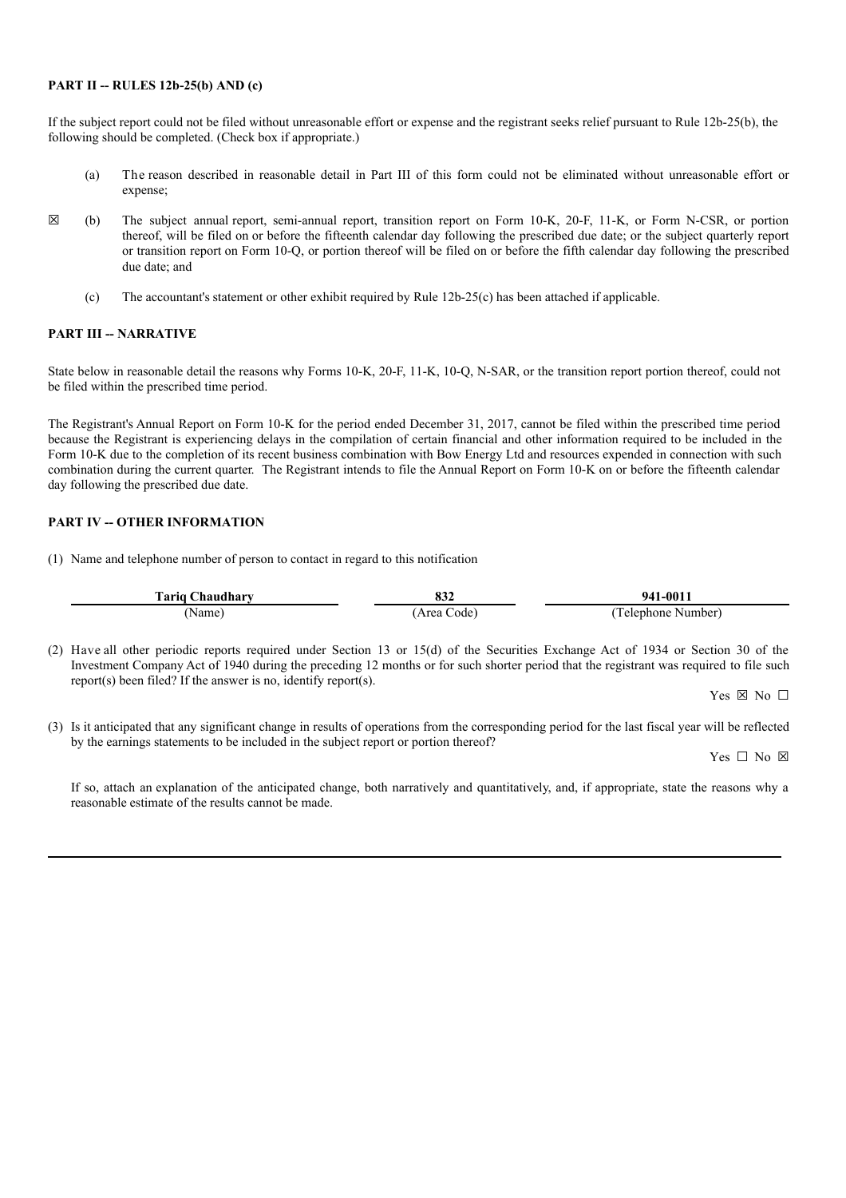**PART II -- RULES 12b-25(b) AND (c)**

If the subject report could not be filed without unreasonable effort or expense and the registrant seeks relief pursuant to Rule 12b-25(b), the following should be completed. (Check box if appropriate.)

(a) The reason described in reasonable detail in Part III of this form could not be eliminated without unreasonable effort or expense;

☒ (b) The subject annual report, semi-annual report, transition report on Form 10-K, 20-F, 11-K, or Form N-CSR, or portion thereof, will be filed on or before the fifteenth calendar day following the prescribed due date; or the subject quarterly report or transition report on Form 10-Q, or portion thereof will be filed on or before the fifth calendar day following the prescribed due date; and

(c) The accountant's statement or other exhibit required by Rule 12b-25(c) has been attached if applicable.

**PART III -- NARRATIVE**

State below in reasonable detail the reasons why Forms 10-K, 20-F, 11-K, 10-Q, N-SAR, or the transition report portion thereof, could not be filed within the prescribed time period.

The Registrant's Annual Report on Form 10-K for the period ended December 31, 2017, cannot be filed within the prescribed time period because the Registrant is experiencing delays in the compilation of certain financial and other information required to be included in the Form 10-K due to the completion of its recent business combination with Bow Energy Ltd and resources expended in connection with such combination during the current quarter. The Registrant intends to file the Annual Report on Form 10-K on or before the fifteenth calendar day following the prescribed due date.

**PART IV -- OTHER INFORMATION**

(1) Name and telephone number of person to contact in regard to this notification

| **Tariq Chaudhary** | **832** | **941-0011** |
|---|---|---|
| (Name) | (Area Code) | (Telephone Number) |

(2) Have all other periodic reports required under Section 13 or 15(d) of the Securities Exchange Act of 1934 or Section 30 of the Investment Company Act of 1940 during the preceding 12 months or for such shorter period that the registrant was required to file such report(s) been filed? If the answer is no, identify report(s).

Yes ☒ No ☐

(3) Is it anticipated that any significant change in results of operations from the corresponding period for the last fiscal year will be reflected by the earnings statements to be included in the subject report or portion thereof?

Yes ☐ No ☒

If so, attach an explanation of the anticipated change, both narratively and quantitatively, and, if appropriate, state the reasons why a reasonable estimate of the results cannot be made.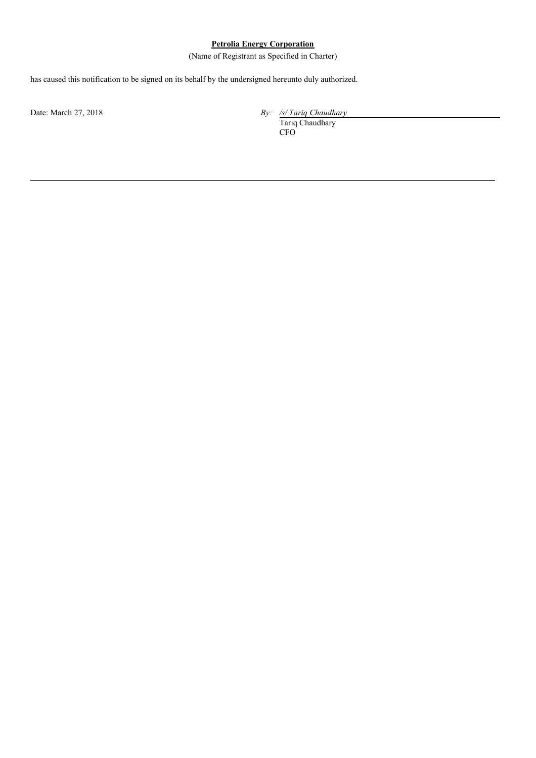**Petrolia Energy Corporation**

(Name of Registrant as Specified in Charter)

has caused this notification to be signed on its behalf by the undersigned hereunto duly authorized.

| | |
|---|---|
| Date: March 27, 2018 | *By: /s/ Tariq Chaudhary* |
| | Tariq Chaudhary |
| | CFO |